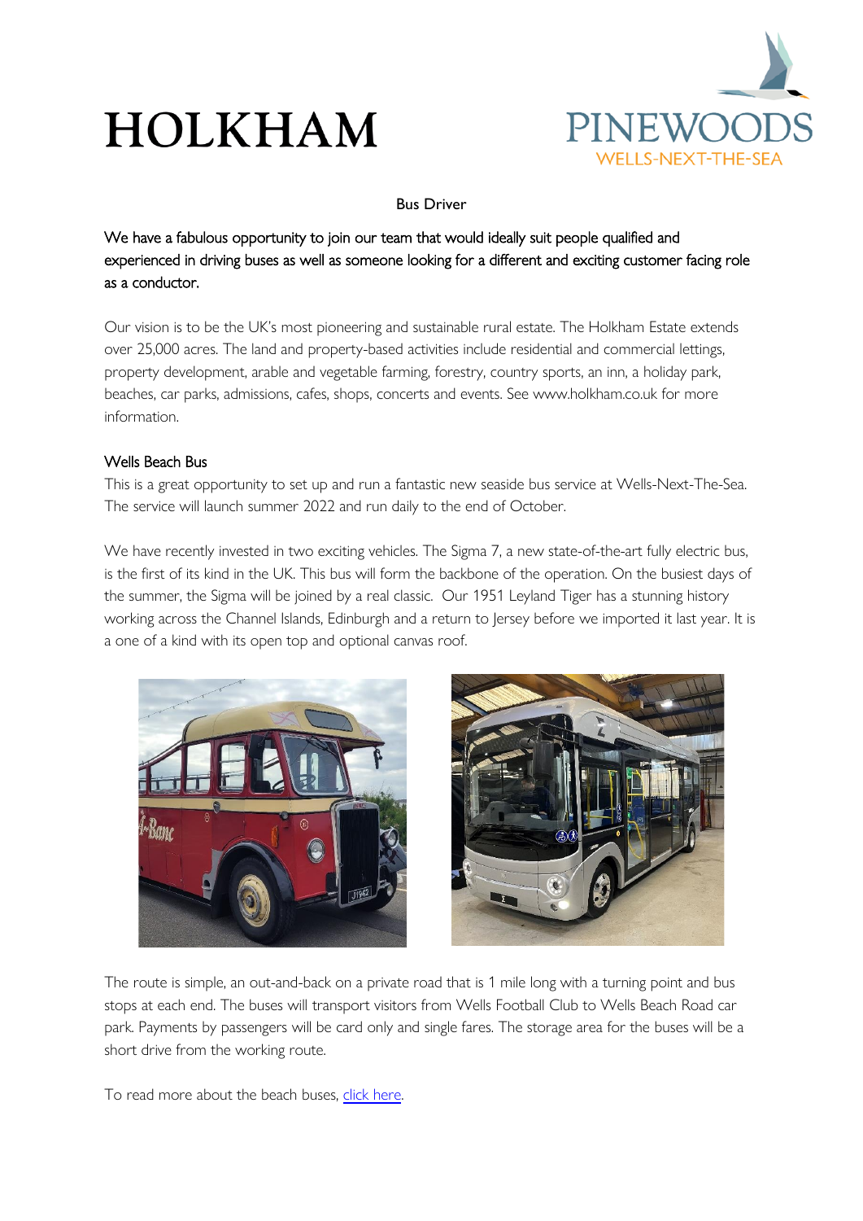HOLKHAM

PINEWOODS
WELLS-NEXT-THE-SEA

# Bus Driver

We have a fabulous opportunity to join our team that would ideally suit people qualified and experienced in driving buses as well as someone looking for a different and exciting customer facing role as a conductor.

Our vision is to be the UK's most pioneering and sustainable rural estate. The Holkham Estate extends over 25,000 acres. The land and property-based activities include residential and commercial lettings, property development, arable and vegetable farming, forestry, country sports, an inn, a holiday park, beaches, car parks, admissions, cafes, shops, concerts and events. See www.holkham.co.uk for more information.

## Wells Beach Bus

This is a great opportunity to set up and run a fantastic new seaside bus service at Wells-Next-The-Sea. The service will launch summer 2022 and run daily to the end of October.

We have recently invested in two exciting vehicles. The Sigma 7, a new state-of-the-art fully electric bus, is the first of its kind in the UK. This bus will form the backbone of the operation. On the busiest days of the summer, the Sigma will be joined by a real classic. Our 1951 Leyland Tiger has a stunning history working across the Channel Islands, Edinburgh and a return to Jersey before we imported it last year. It is a one of a kind with its open top and optional canvas roof.

The route is simple, an out-and-back on a private road that is 1 mile long with a turning point and bus stops at each end. The buses will transport visitors from Wells Football Club to Wells Beach Road car park. Payments by passengers will be card only and single fares. The storage area for the buses will be a short drive from the working route.

To read more about the beach buses, click here.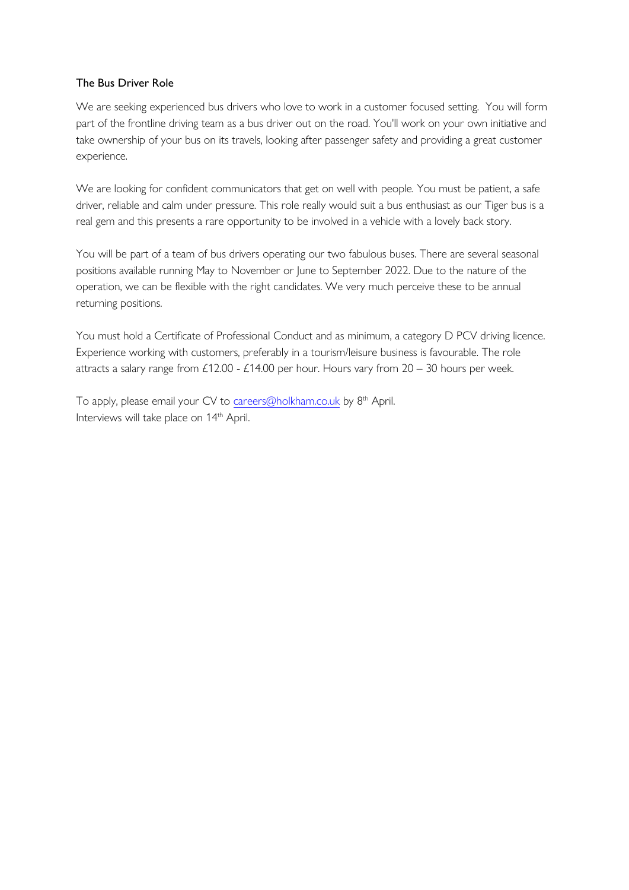## The Bus Driver Role

We are seeking experienced bus drivers who love to work in a customer focused setting. You will form part of the frontline driving team as a bus driver out on the road. You'll work on your own initiative and take ownership of your bus on its travels, looking after passenger safety and providing a great customer experience.

We are looking for confident communicators that get on well with people. You must be patient, a safe driver, reliable and calm under pressure. This role really would suit a bus enthusiast as our Tiger bus is a real gem and this presents a rare opportunity to be involved in a vehicle with a lovely back story.

You will be part of a team of bus drivers operating our two fabulous buses. There are several seasonal positions available running May to November or June to September 2022. Due to the nature of the operation, we can be flexible with the right candidates. We very much perceive these to be annual returning positions.

You must hold a Certificate of Professional Conduct and as minimum, a category D PCV driving licence. Experience working with customers, preferably in a tourism/leisure business is favourable. The role attracts a salary range from £12.00 - £14.00 per hour. Hours vary from 20 – 30 hours per week.

To apply, please email your CV to careers@holkham.co.uk by 8th April.
Interviews will take place on 14th April.